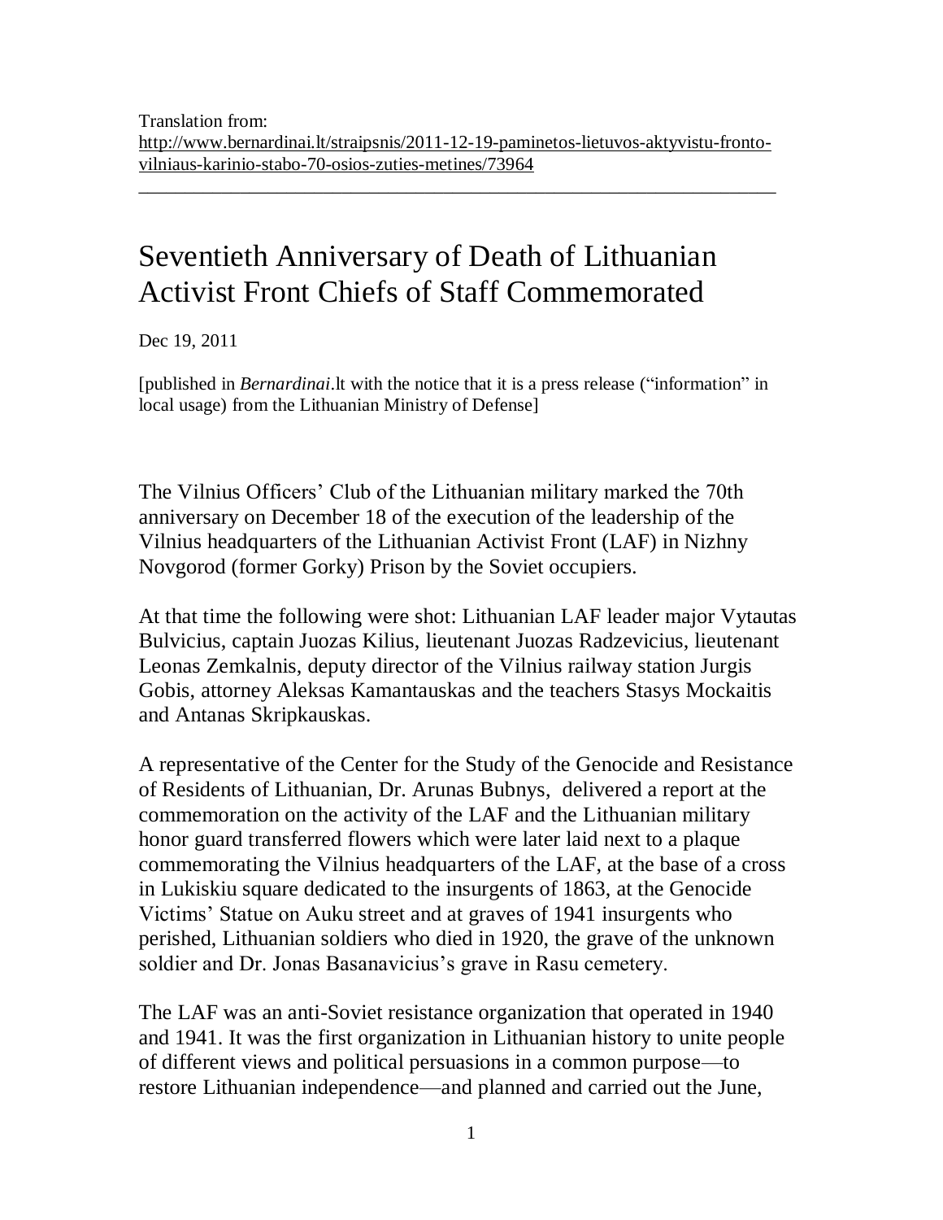Translation from:
http://www.bernardinai.lt/straipsnis/2011-12-19-paminetos-lietuvos-aktyvistu-fronto-vilniaus-karinio-stabo-70-osios-zuties-metines/73964

---

# Seventieth Anniversary of Death of Lithuanian Activist Front Chiefs of Staff Commemorated

Dec 19, 2011

[published in *Bernardinai*.lt with the notice that it is a press release ("information" in local usage) from the Lithuanian Ministry of Defense]

The Vilnius Officers' Club of the Lithuanian military marked the 70th anniversary on December 18 of the execution of the leadership of the Vilnius headquarters of the Lithuanian Activist Front (LAF) in Nizhny Novgorod (former Gorky) Prison by the Soviet occupiers.

At that time the following were shot: Lithuanian LAF leader major Vytautas Bulvicius, captain Juozas Kilius, lieutenant Juozas Radzevicius, lieutenant Leonas Zemkalnis, deputy director of the Vilnius railway station Jurgis Gobis, attorney Aleksas Kamantauskas and the teachers Stasys Mockaitis and Antanas Skripkauskas.

A representative of the Center for the Study of the Genocide and Resistance of Residents of Lithuanian, Dr. Arunas Bubnys, delivered a report at the commemoration on the activity of the LAF and the Lithuanian military honor guard transferred flowers which were later laid next to a plaque commemorating the Vilnius headquarters of the LAF, at the base of a cross in Lukiskiu square dedicated to the insurgents of 1863, at the Genocide Victims' Statue on Auku street and at graves of 1941 insurgents who perished, Lithuanian soldiers who died in 1920, the grave of the unknown soldier and Dr. Jonas Basanavicius's grave in Rasu cemetery.

The LAF was an anti-Soviet resistance organization that operated in 1940 and 1941. It was the first organization in Lithuanian history to unite people of different views and political persuasions in a common purpose—to restore Lithuanian independence—and planned and carried out the June,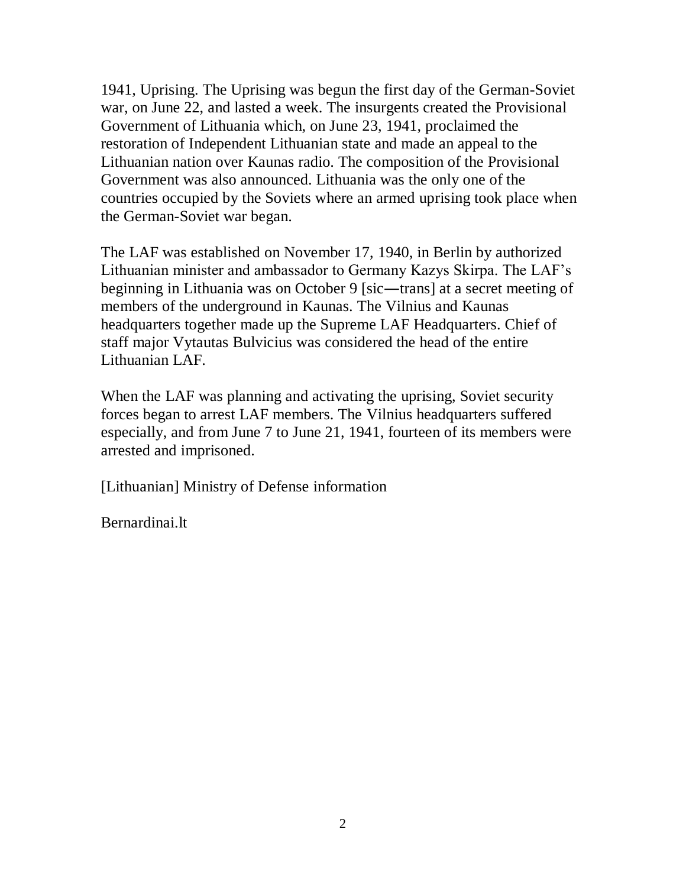1941, Uprising. The Uprising was begun the first day of the German-Soviet war, on June 22, and lasted a week. The insurgents created the Provisional Government of Lithuania which, on June 23, 1941, proclaimed the restoration of Independent Lithuanian state and made an appeal to the Lithuanian nation over Kaunas radio. The composition of the Provisional Government was also announced. Lithuania was the only one of the countries occupied by the Soviets where an armed uprising took place when the German-Soviet war began.

The LAF was established on November 17, 1940, in Berlin by authorized Lithuanian minister and ambassador to Germany Kazys Skirpa. The LAF's beginning in Lithuania was on October 9 [sic—trans] at a secret meeting of members of the underground in Kaunas. The Vilnius and Kaunas headquarters together made up the Supreme LAF Headquarters. Chief of staff major Vytautas Bulvicius was considered the head of the entire Lithuanian LAF.

When the LAF was planning and activating the uprising, Soviet security forces began to arrest LAF members. The Vilnius headquarters suffered especially, and from June 7 to June 21, 1941, fourteen of its members were arrested and imprisoned.

[Lithuanian] Ministry of Defense information

Bernardinai.lt